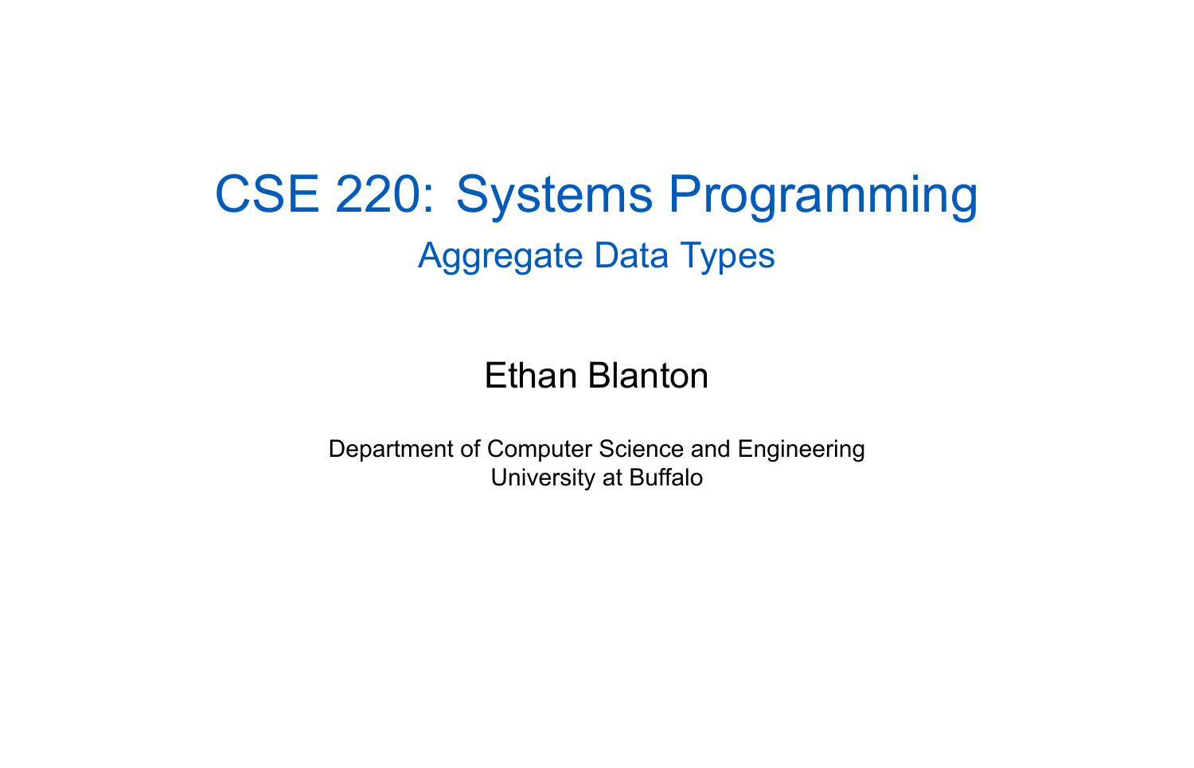# CSE 220: Systems Programming

## Aggregate Data Types

Ethan Blanton

Department of Computer Science and Engineering
University at Buffalo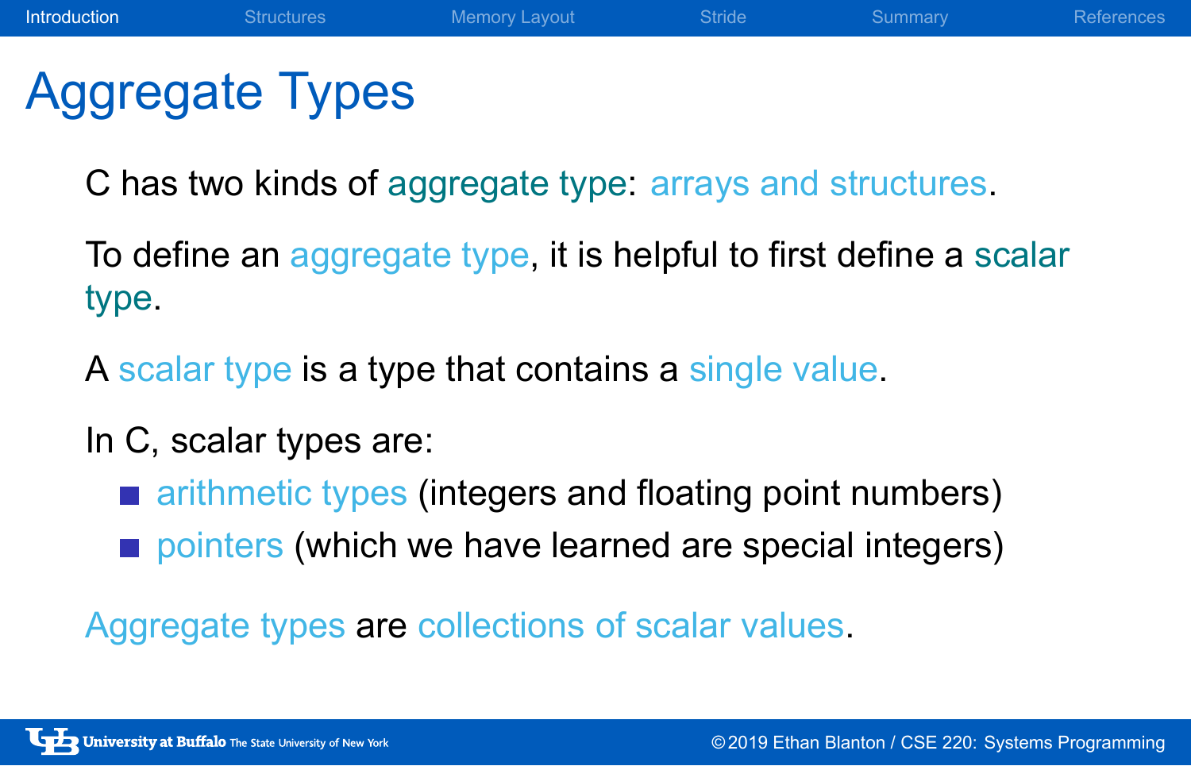# Aggregate Types

C has two kinds of aggregate type: arrays and structures.

To define an aggregate type, it is helpful to first define a scalar type.

A scalar type is a type that contains a single value.

In C, scalar types are:

- arithmetic types (integers and floating point numbers)
- pointers (which we have learned are special integers)

Aggregate types are collections of scalar values.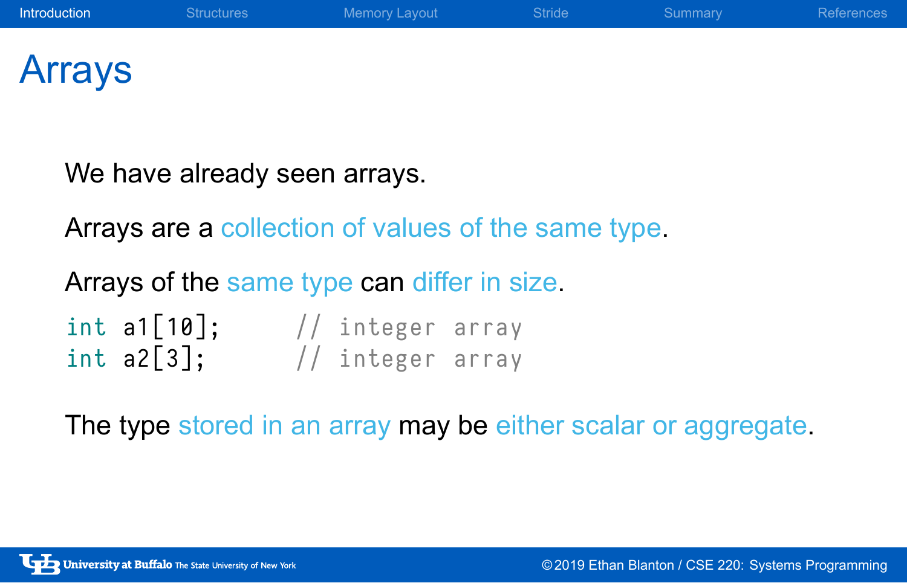# Arrays

We have already seen arrays.

Arrays are a collection of values of the same type.

Arrays of the same type can differ in size.

```
int a1[10];     // integer array
int a2[3];      // integer array
```

The type stored in an array may be either scalar or aggregate.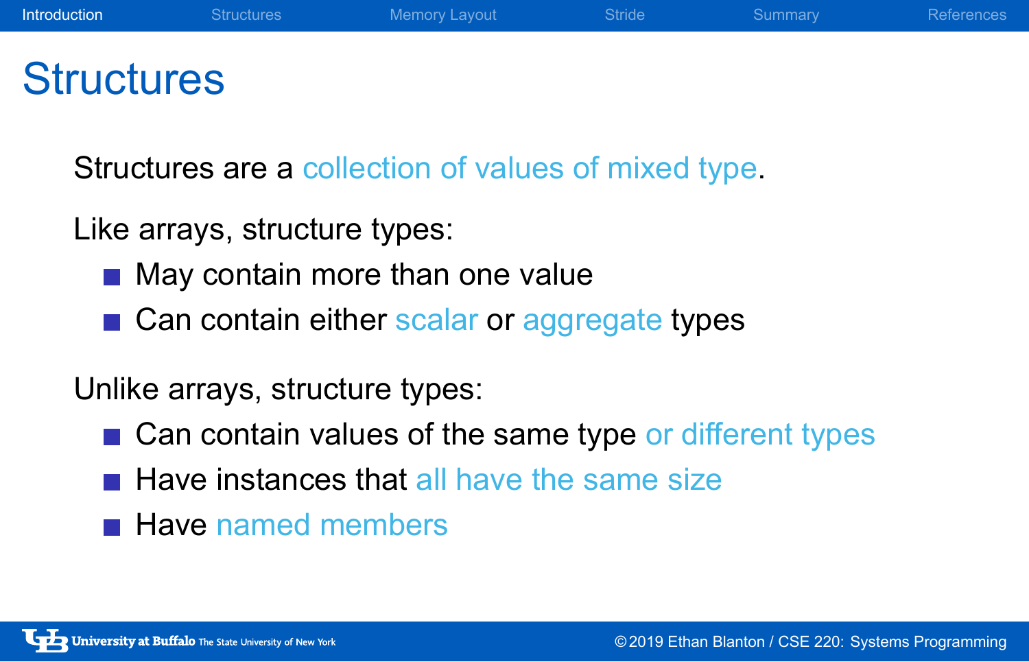# Structures

Structures are a collection of values of mixed type.

Like arrays, structure types:

- May contain more than one value
- Can contain either scalar or aggregate types

Unlike arrays, structure types:

- Can contain values of the same type or different types
- Have instances that all have the same size
- Have named members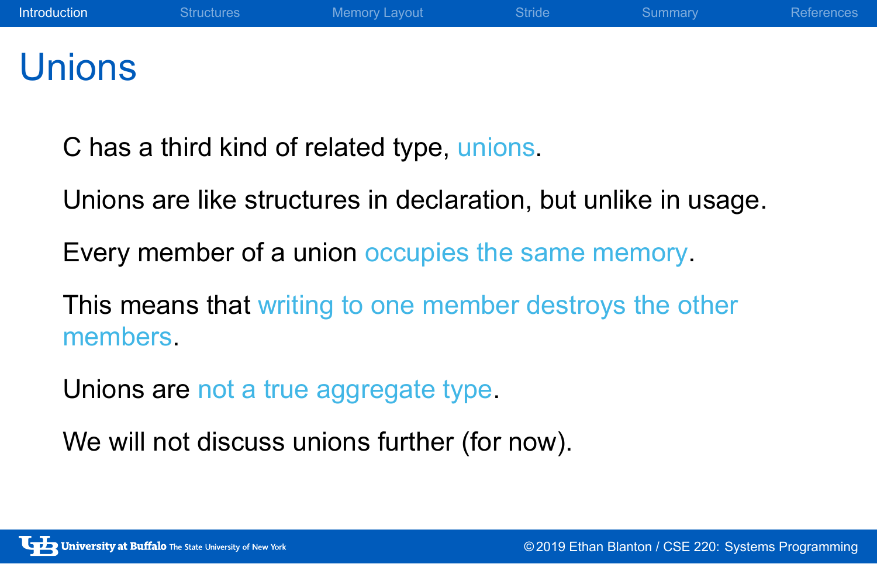# Unions

C has a third kind of related type, unions.

Unions are like structures in declaration, but unlike in usage.

Every member of a union occupies the same memory.

This means that writing to one member destroys the other members.

Unions are not a true aggregate type.

We will not discuss unions further (for now).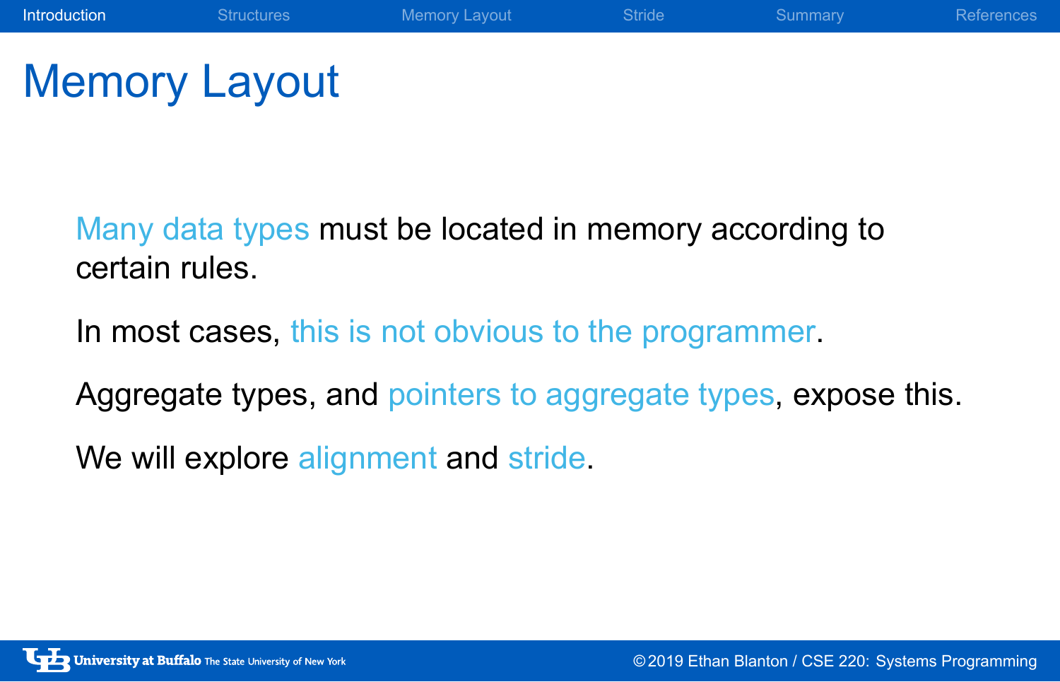# Memory Layout

Many data types must be located in memory according to certain rules.

In most cases, this is not obvious to the programmer.

Aggregate types, and pointers to aggregate types, expose this.

We will explore alignment and stride.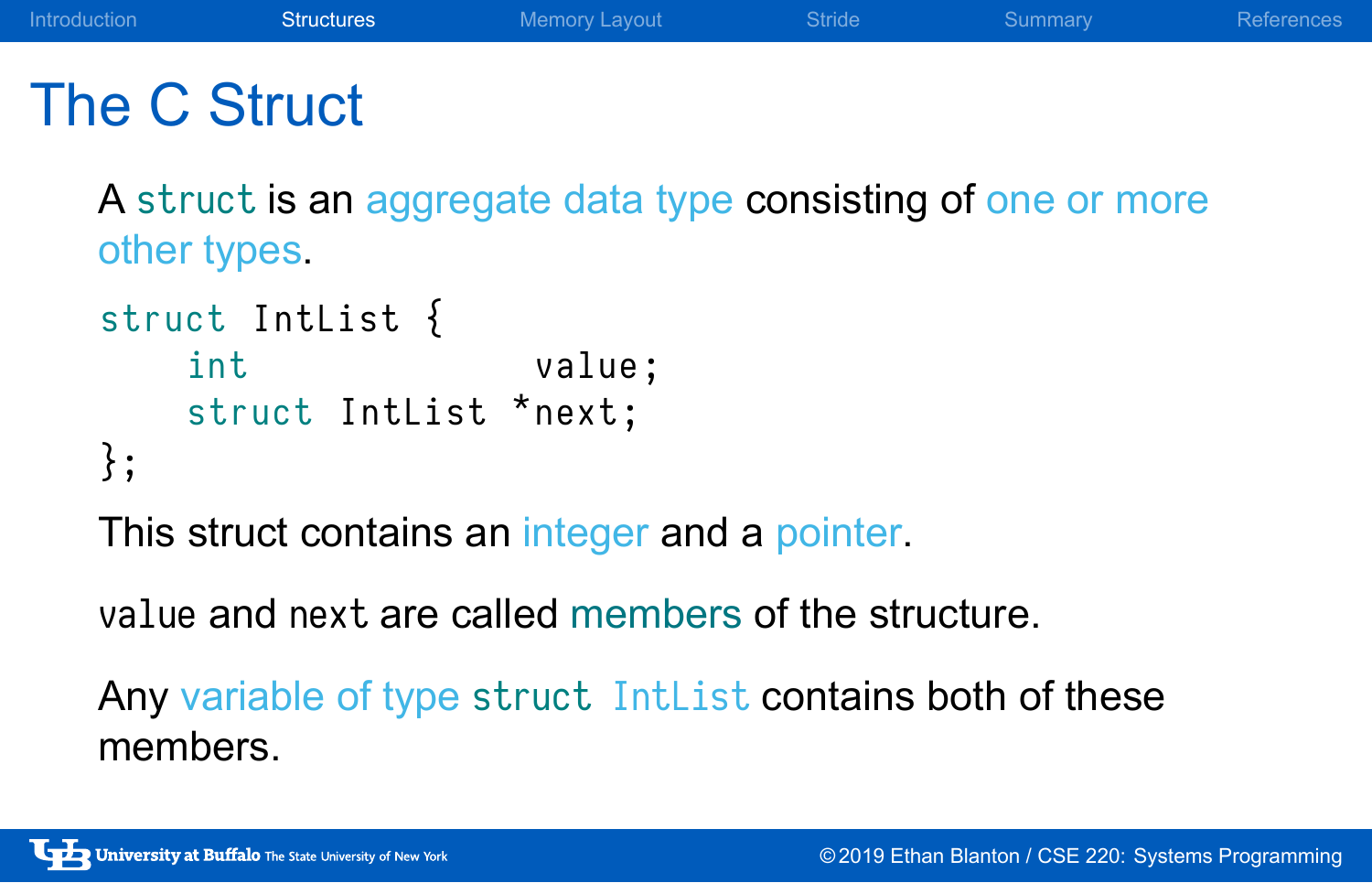# The C Struct

A `struct` is an aggregate data type consisting of one or more other types.

```
struct IntList {
    int             value;
    struct IntList *next;
};
```

This struct contains an integer and a pointer.

`value` and `next` are called members of the structure.

Any variable of type `struct IntList` contains both of these members.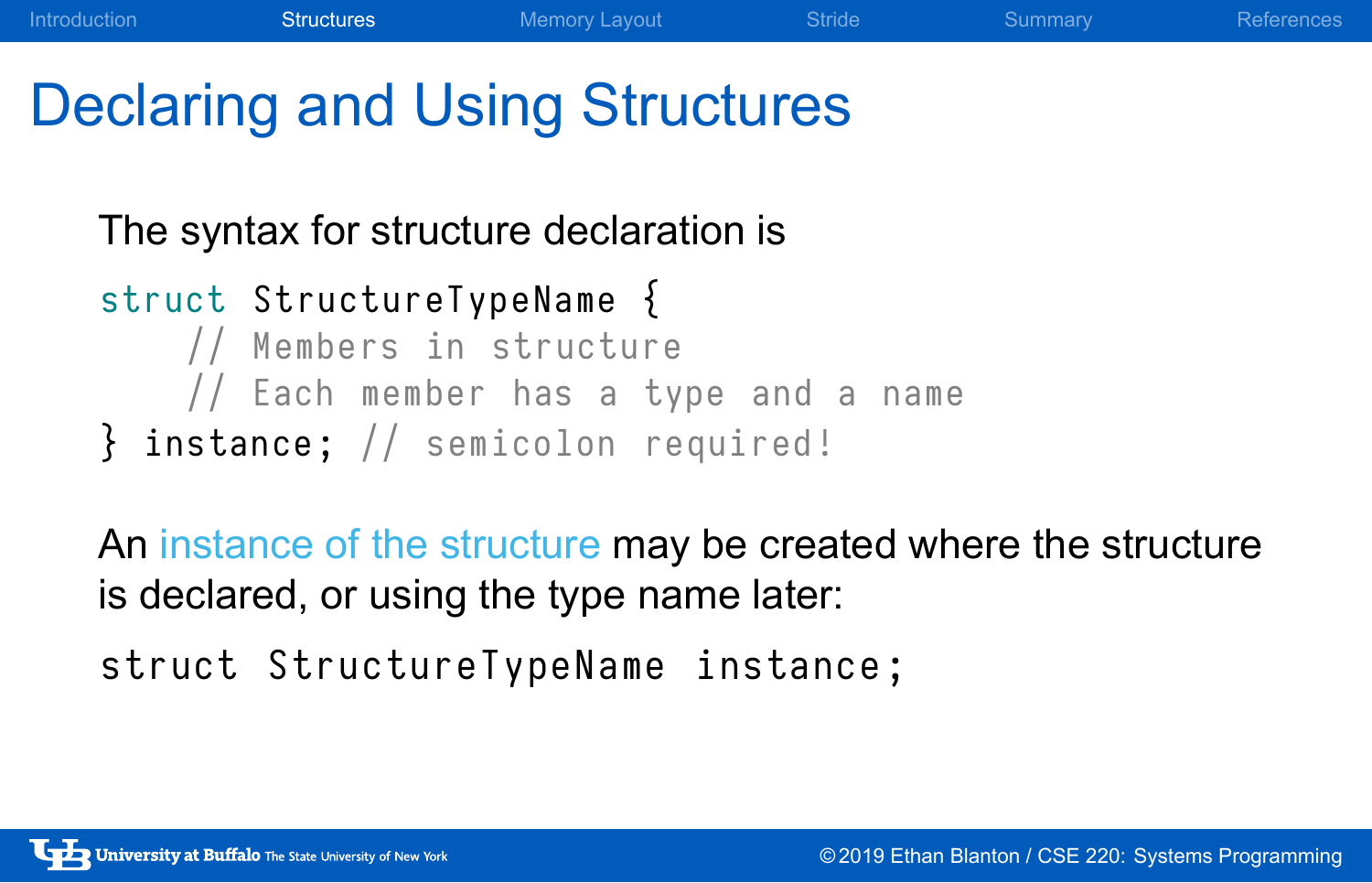# Declaring and Using Structures

The syntax for structure declaration is

```
struct StructureTypeName {
    // Members in structure
    // Each member has a type and a name
} instance; // semicolon required!
```

An instance of the structure may be created where the structure is declared, or using the type name later:

```
struct StructureTypeName instance;
```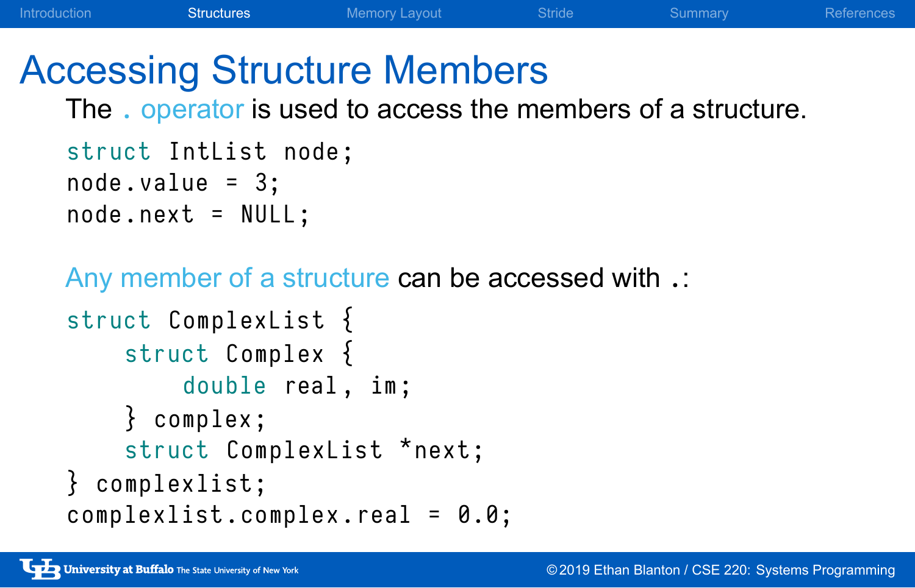# Accessing Structure Members

The `.` operator is used to access the members of a structure.

```
struct IntList node;
node.value = 3;
node.next = NULL;
```

Any member of a structure can be accessed with `.`:

```
struct ComplexList {
    struct Complex {
        double real, im;
    } complex;
    struct ComplexList *next;
} complexlist;
complexlist.complex.real = 0.0;
```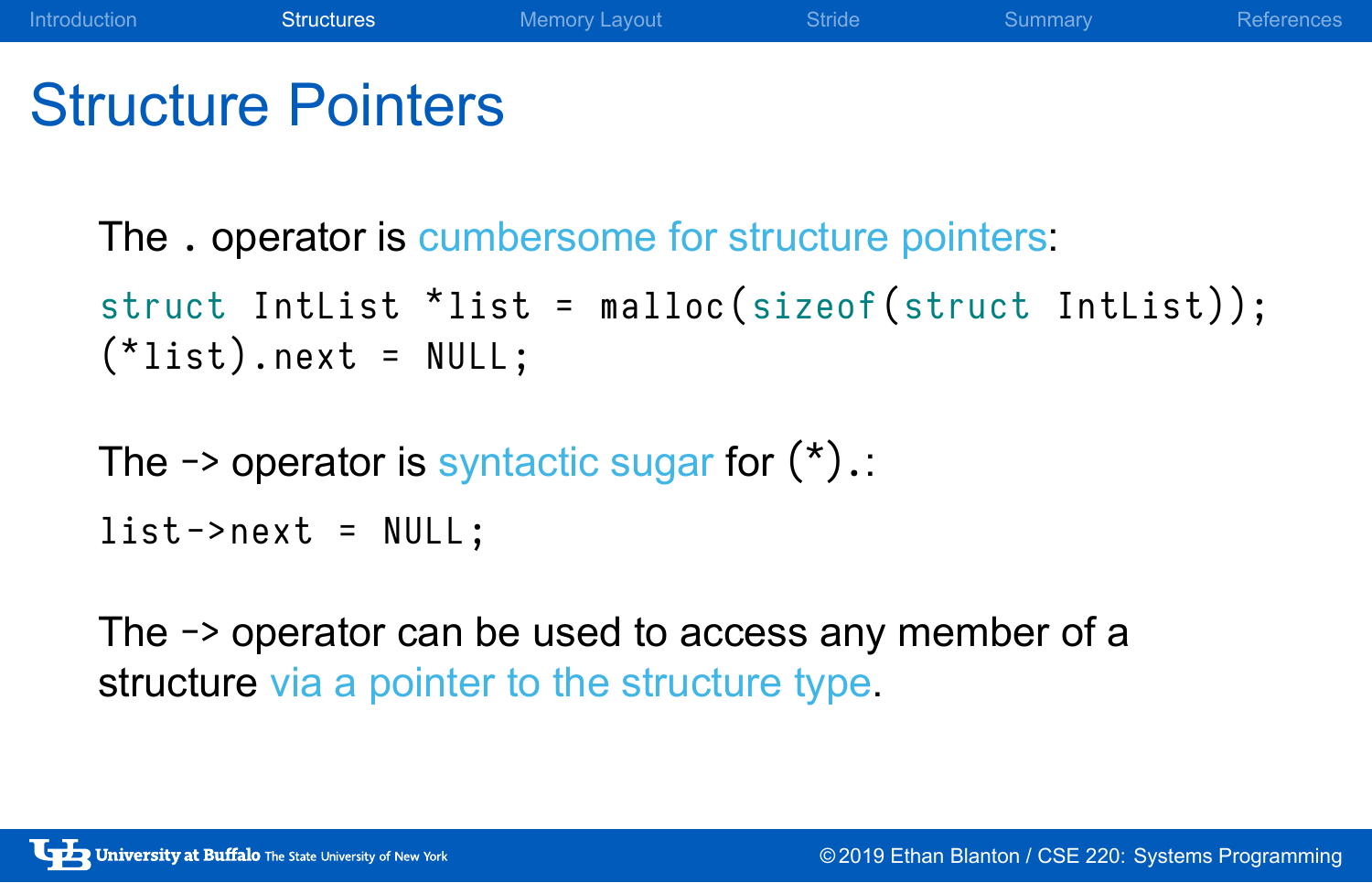# Structure Pointers

The `.` operator is cumbersome for structure pointers:

```
struct IntList *list = malloc(sizeof(struct IntList));
(*list).next = NULL;
```

The `->` operator is syntactic sugar for `(*).`:

```
list->next = NULL;
```

The `->` operator can be used to access any member of a structure via a pointer to the structure type.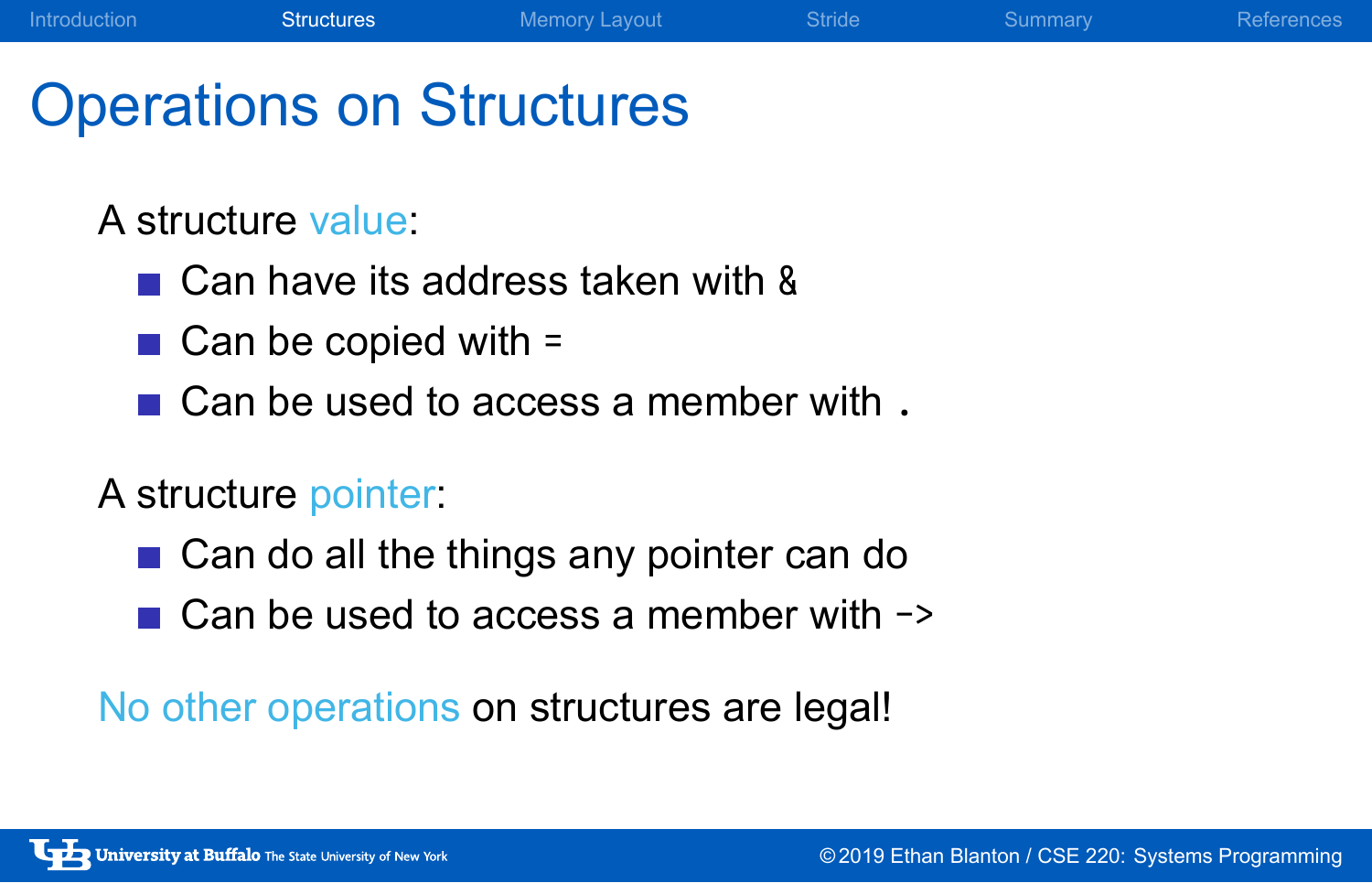# Operations on Structures

A structure value:

- Can have its address taken with `&`
- Can be copied with `=`
- Can be used to access a member with `.`

A structure pointer:

- Can do all the things any pointer can do
- Can be used to access a member with `->`

No other operations on structures are legal!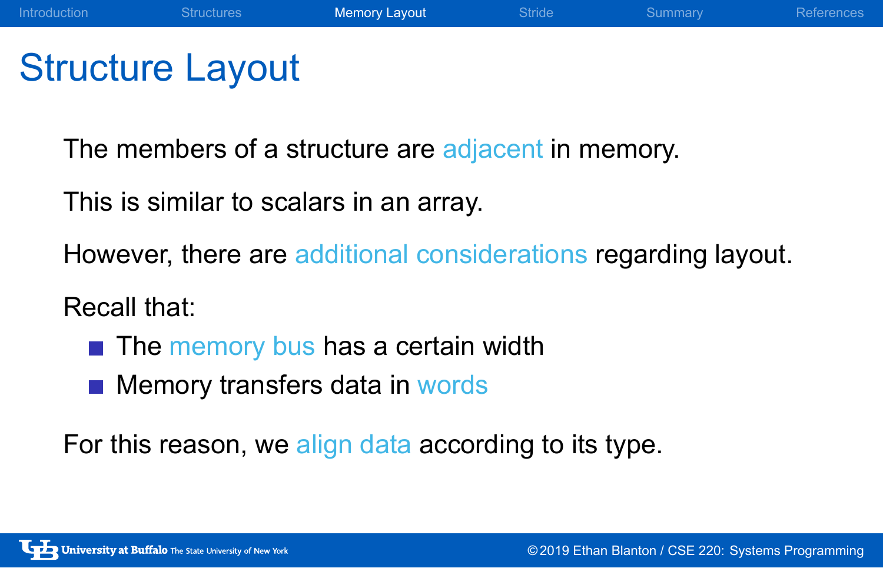# Structure Layout

The members of a structure are adjacent in memory.

This is similar to scalars in an array.

However, there are additional considerations regarding layout.

Recall that:

- The memory bus has a certain width
- Memory transfers data in words

For this reason, we align data according to its type.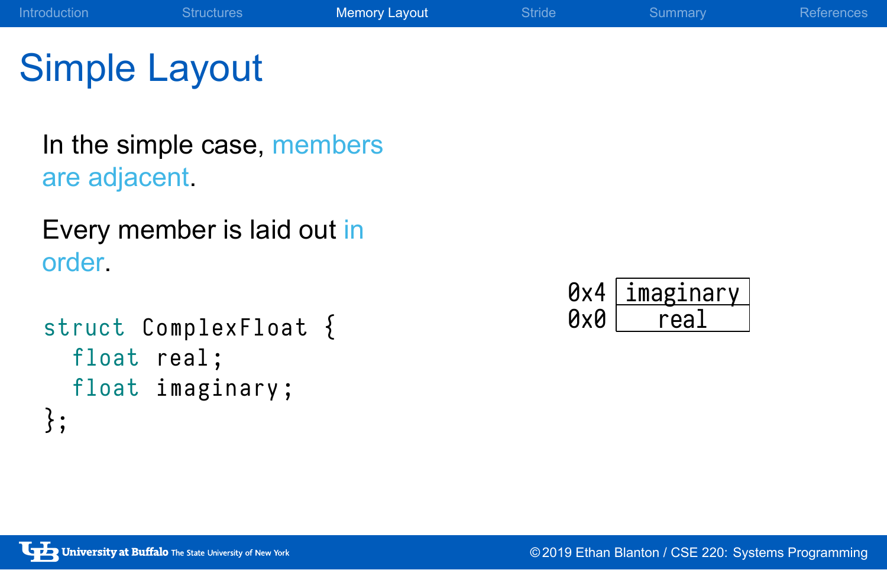# Simple Layout

In the simple case, members are adjacent.

Every member is laid out in order.

```
struct ComplexFloat {
  float real;
  float imaginary;
};
```

| | |
|---|---|
| 0x4 | imaginary |
| 0x0 | real |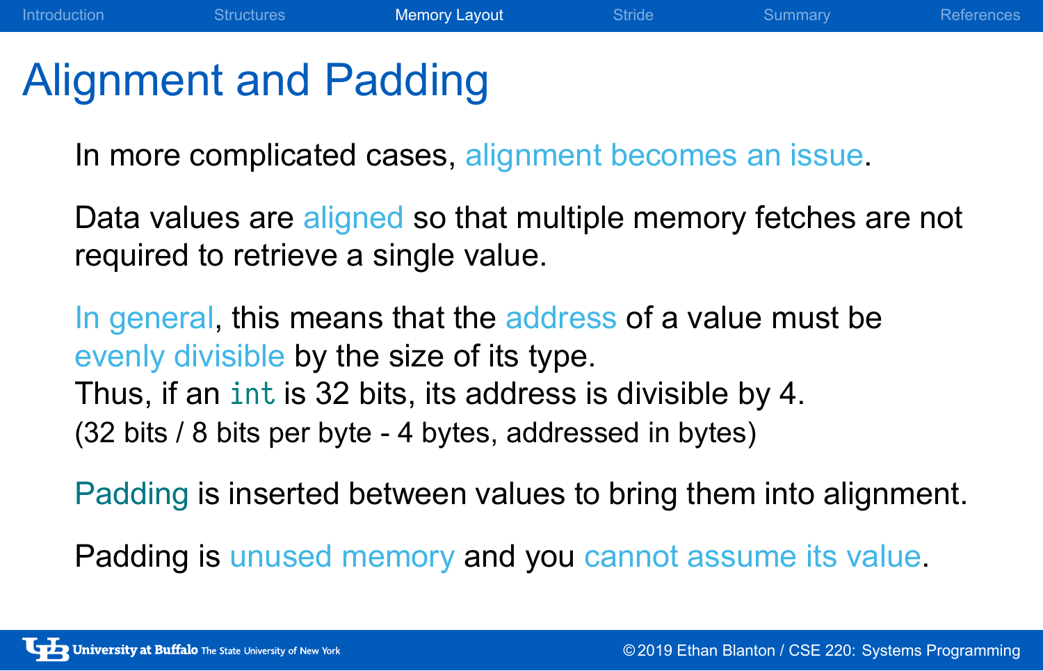# Alignment and Padding

In more complicated cases, alignment becomes an issue.

Data values are aligned so that multiple memory fetches are not required to retrieve a single value.

In general, this means that the address of a value must be evenly divisible by the size of its type.
Thus, if an `int` is 32 bits, its address is divisible by 4.
(32 bits / 8 bits per byte - 4 bytes, addressed in bytes)

Padding is inserted between values to bring them into alignment.

Padding is unused memory and you cannot assume its value.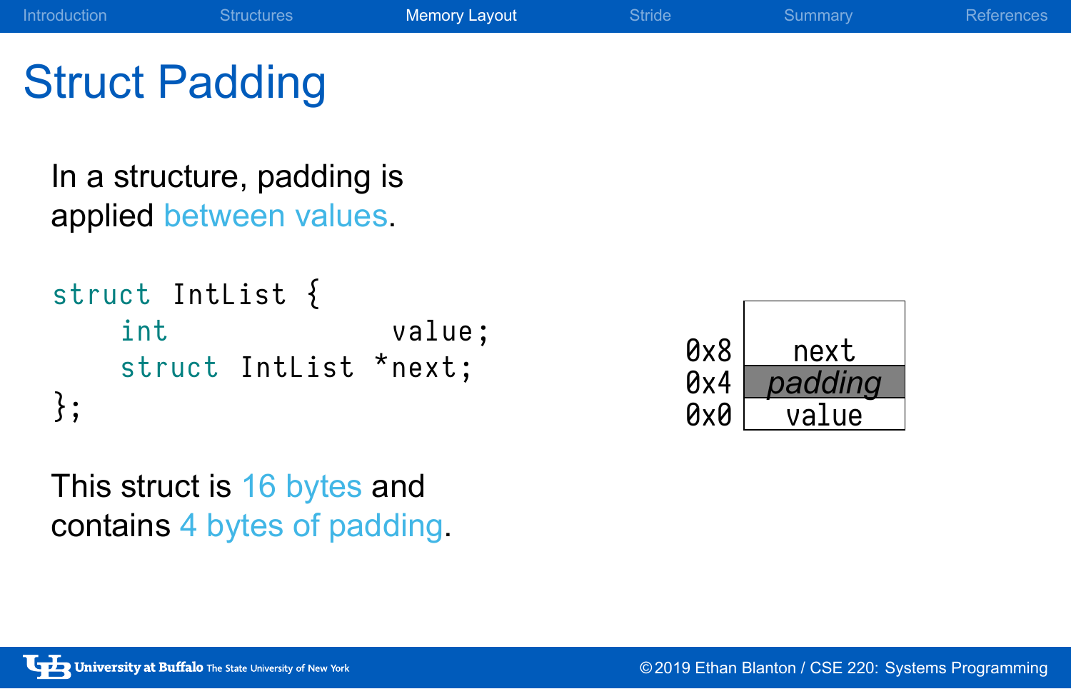# Struct Padding

In a structure, padding is applied between values.

```
struct IntList {
    int             value;
    struct IntList *next;
};
```

| | |
|---|---|
| 0x8 | next |
| 0x4 | *padding* |
| 0x0 | value |

This struct is 16 bytes and contains 4 bytes of padding.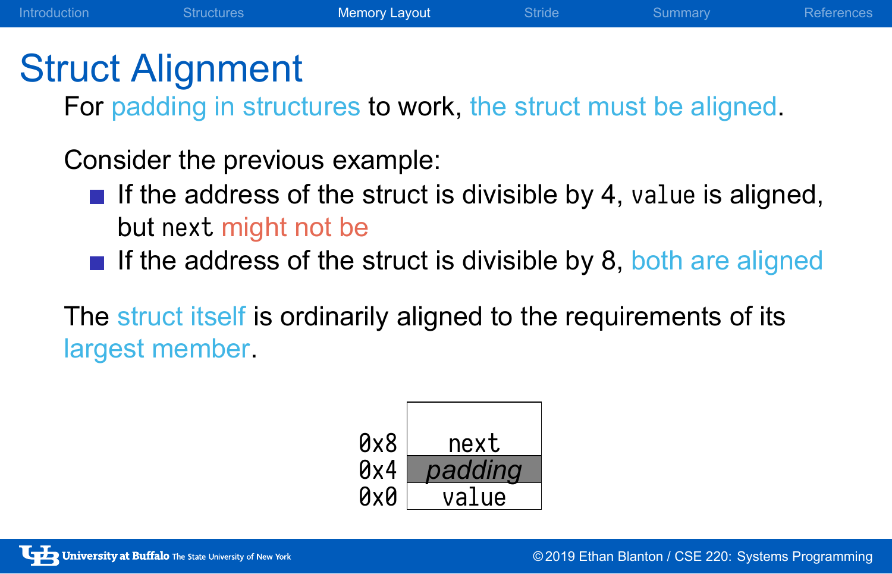# Struct Alignment

For padding in structures to work, the struct must be aligned.

Consider the previous example:

- If the address of the struct is divisible by 4, `value` is aligned, but `next` might not be
- If the address of the struct is divisible by 8, both are aligned

The struct itself is ordinarily aligned to the requirements of its largest member.

| Address | Contents |
| --- | --- |
| 0x8 | next |
| 0x4 | *padding* |
| 0x0 | value |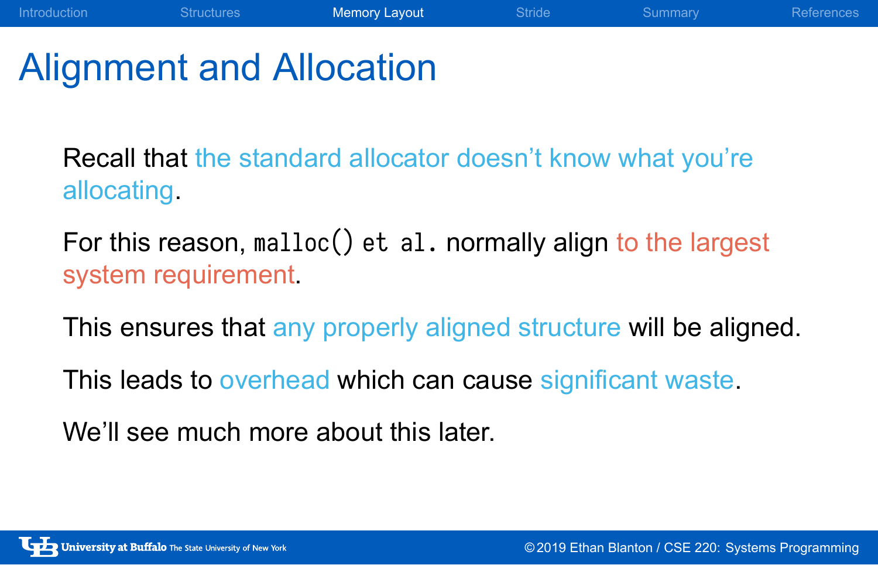# Alignment and Allocation

Recall that the standard allocator doesn't know what you're allocating.

For this reason, `malloc() et al.` normally align to the largest system requirement.

This ensures that any properly aligned structure will be aligned.

This leads to overhead which can cause significant waste.

We'll see much more about this later.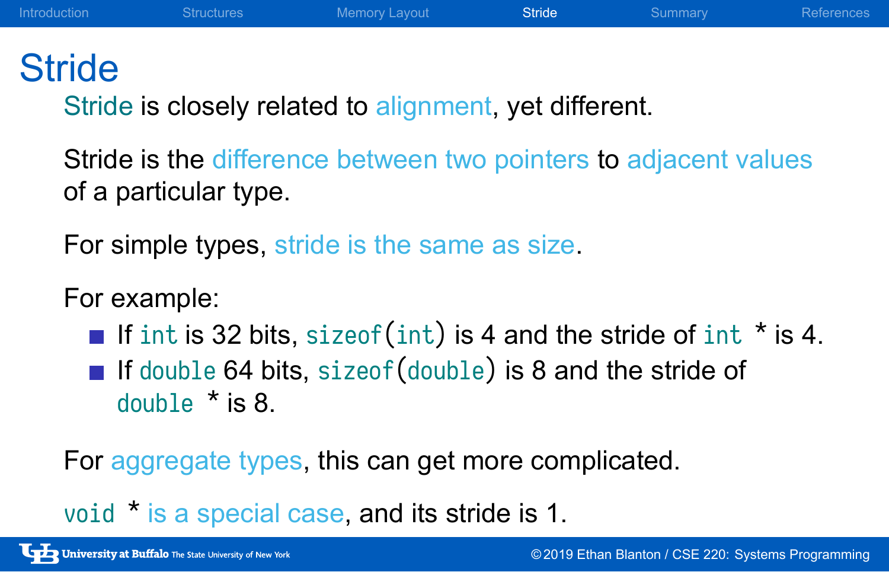# Stride

Stride is closely related to alignment, yet different.

Stride is the difference between two pointers to adjacent values of a particular type.

For simple types, stride is the same as size.

For example:

- If `int` is 32 bits, `sizeof(int)` is 4 and the stride of `int *` is 4.
- If `double` 64 bits, `sizeof(double)` is 8 and the stride of `double *` is 8.

For aggregate types, this can get more complicated.

`void *` is a special case, and its stride is 1.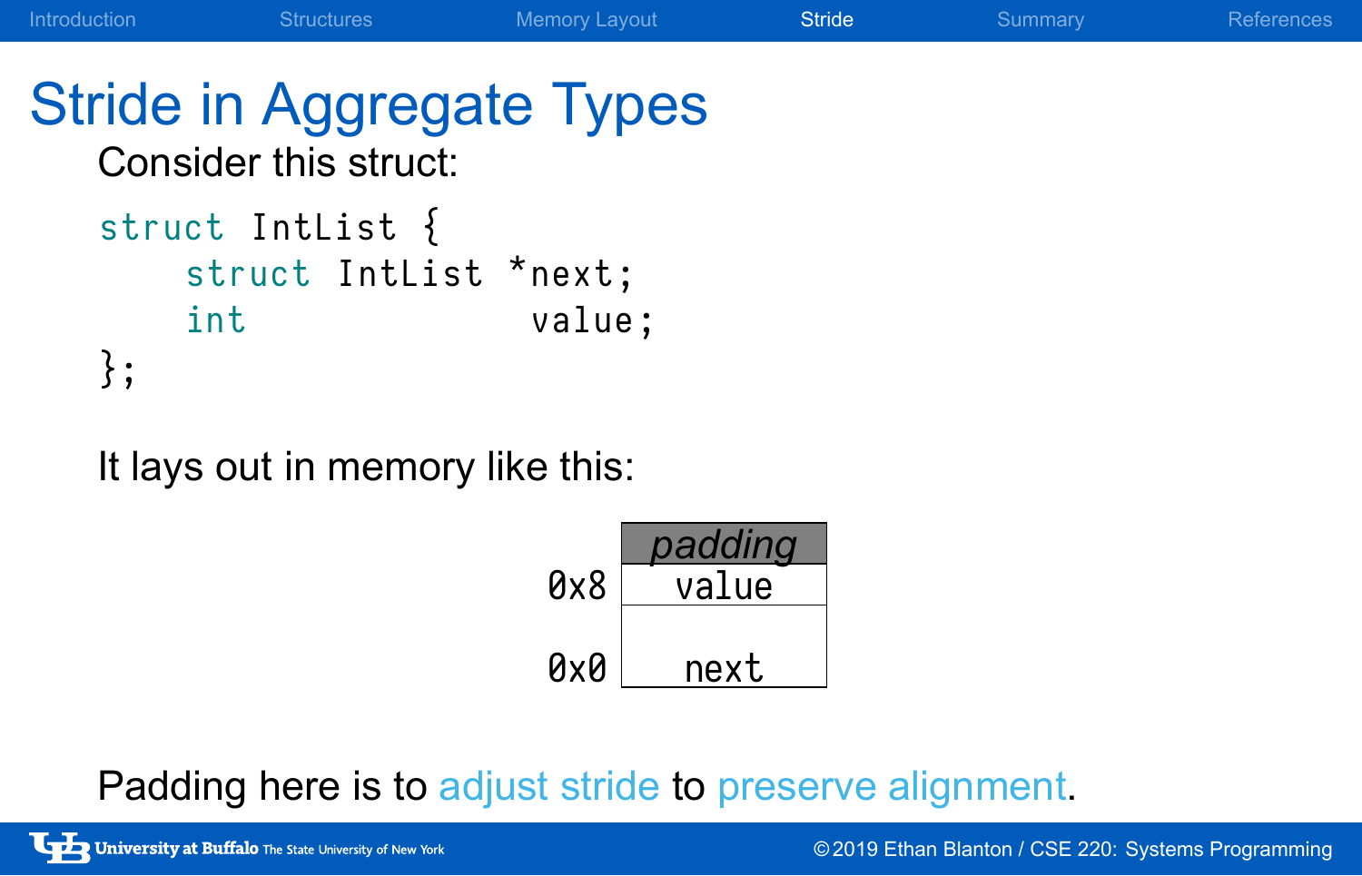# Stride in Aggregate Types

Consider this struct:

```
struct IntList {
    struct IntList *next;
    int             value;
};
```

It lays out in memory like this:

| | |
|---|---|
| | *padding* |
| 0x8 | value |
| 0x0 | next |

Padding here is to adjust stride to preserve alignment.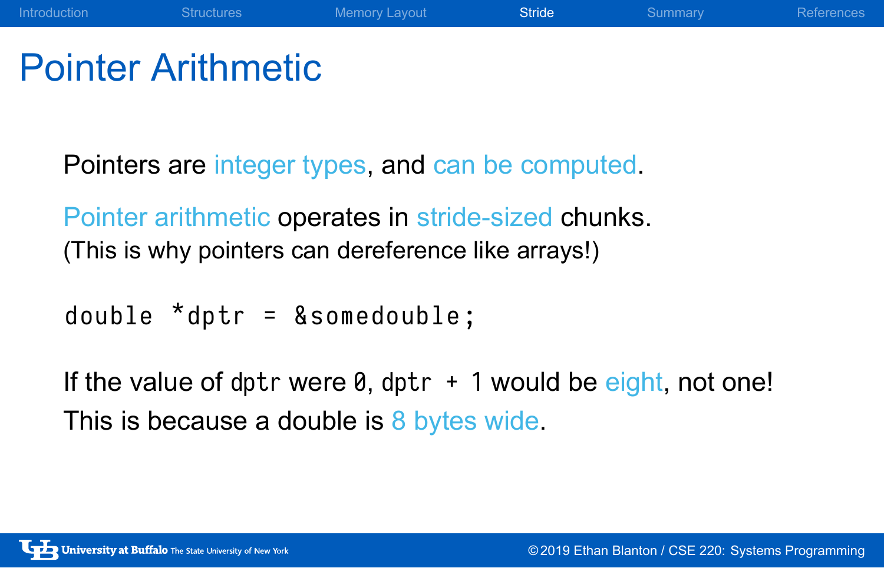# Pointer Arithmetic

Pointers are integer types, and can be computed.

Pointer arithmetic operates in stride-sized chunks.
(This is why pointers can dereference like arrays!)

```
double *dptr = &somedouble;
```

If the value of `dptr` were `0`, `dptr + 1` would be eight, not one!

This is because a double is 8 bytes wide.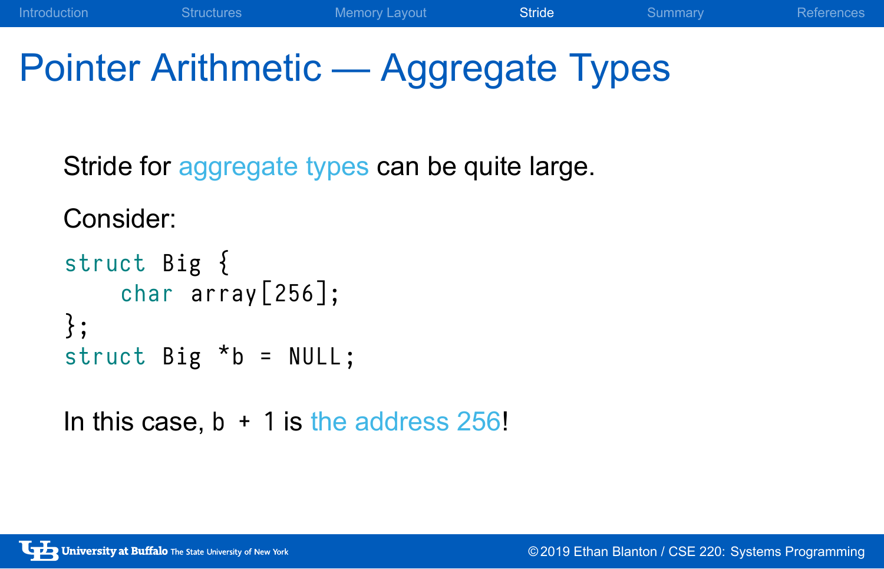# Pointer Arithmetic — Aggregate Types

Stride for aggregate types can be quite large.

Consider:

```
struct Big {
    char array[256];
};
struct Big *b = NULL;
```

In this case, `b + 1` is the address 256!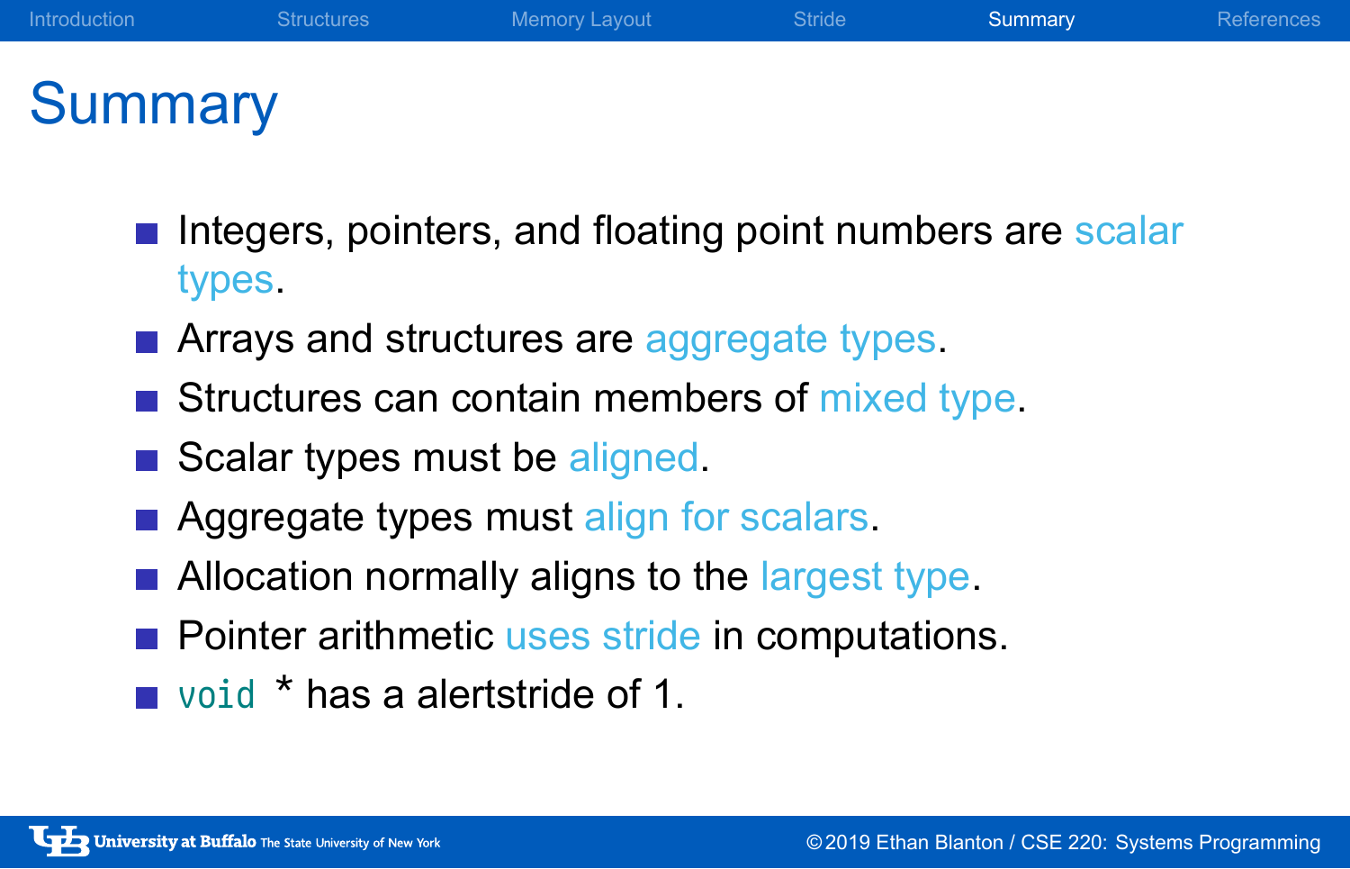# Summary

- Integers, pointers, and floating point numbers are scalar types.
- Arrays and structures are aggregate types.
- Structures can contain members of mixed type.
- Scalar types must be aligned.
- Aggregate types must align for scalars.
- Allocation normally aligns to the largest type.
- Pointer arithmetic uses stride in computations.
- `void *` has a alertstride of 1.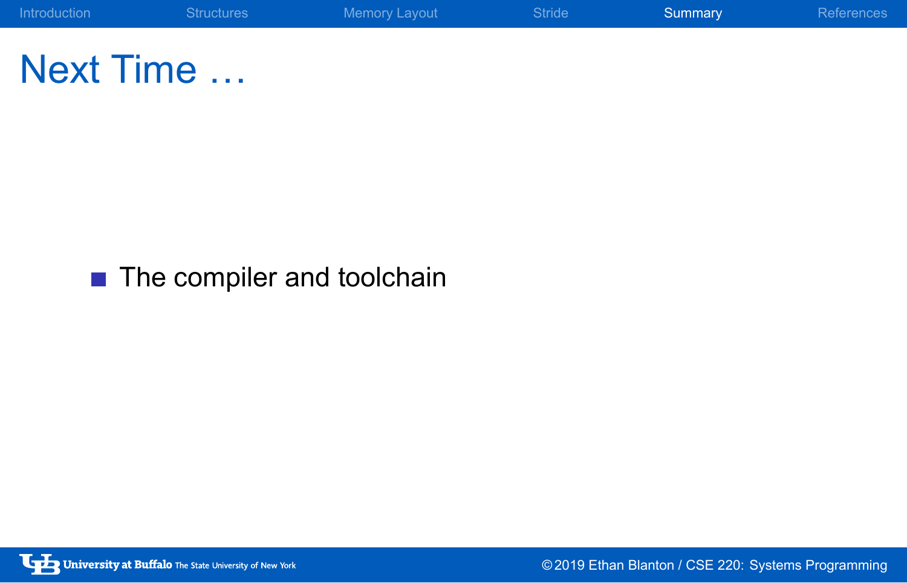# Next Time ...

- The compiler and toolchain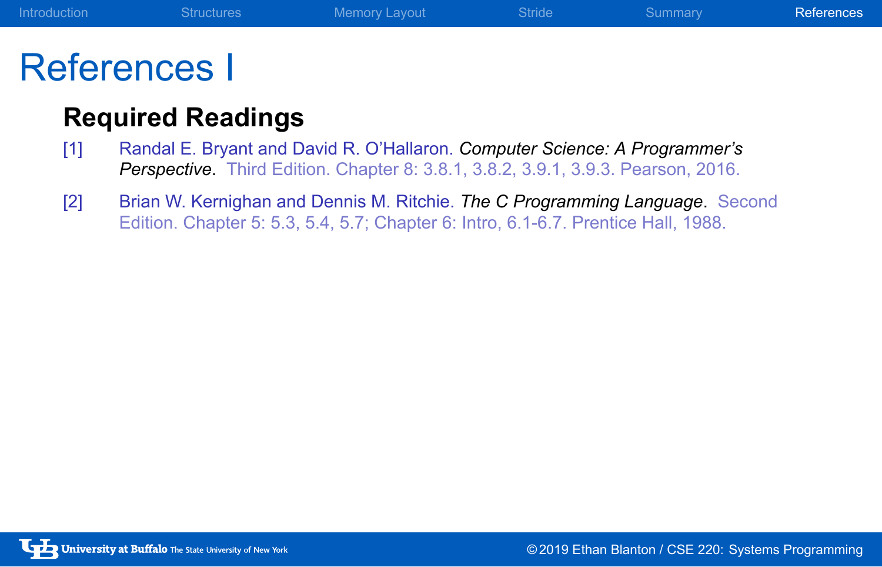# References I

## Required Readings

[1] Randal E. Bryant and David R. O'Hallaron. *Computer Science: A Programmer's Perspective*. Third Edition. Chapter 8: 3.8.1, 3.8.2, 3.9.1, 3.9.3. Pearson, 2016.

[2] Brian W. Kernighan and Dennis M. Ritchie. *The C Programming Language*. Second Edition. Chapter 5: 5.3, 5.4, 5.7; Chapter 6: Intro, 6.1-6.7. Prentice Hall, 1988.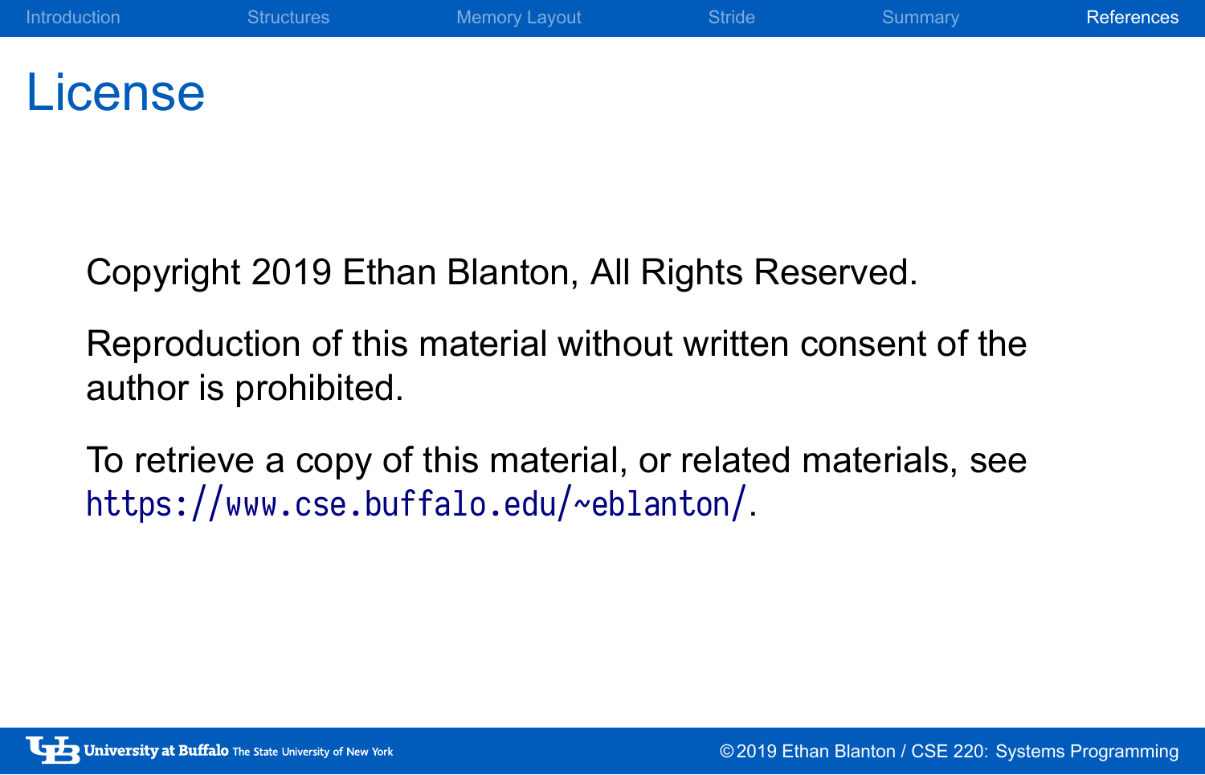# License

Copyright 2019 Ethan Blanton, All Rights Reserved.

Reproduction of this material without written consent of the author is prohibited.

To retrieve a copy of this material, or related materials, see `https://www.cse.buffalo.edu/~eblanton/`.